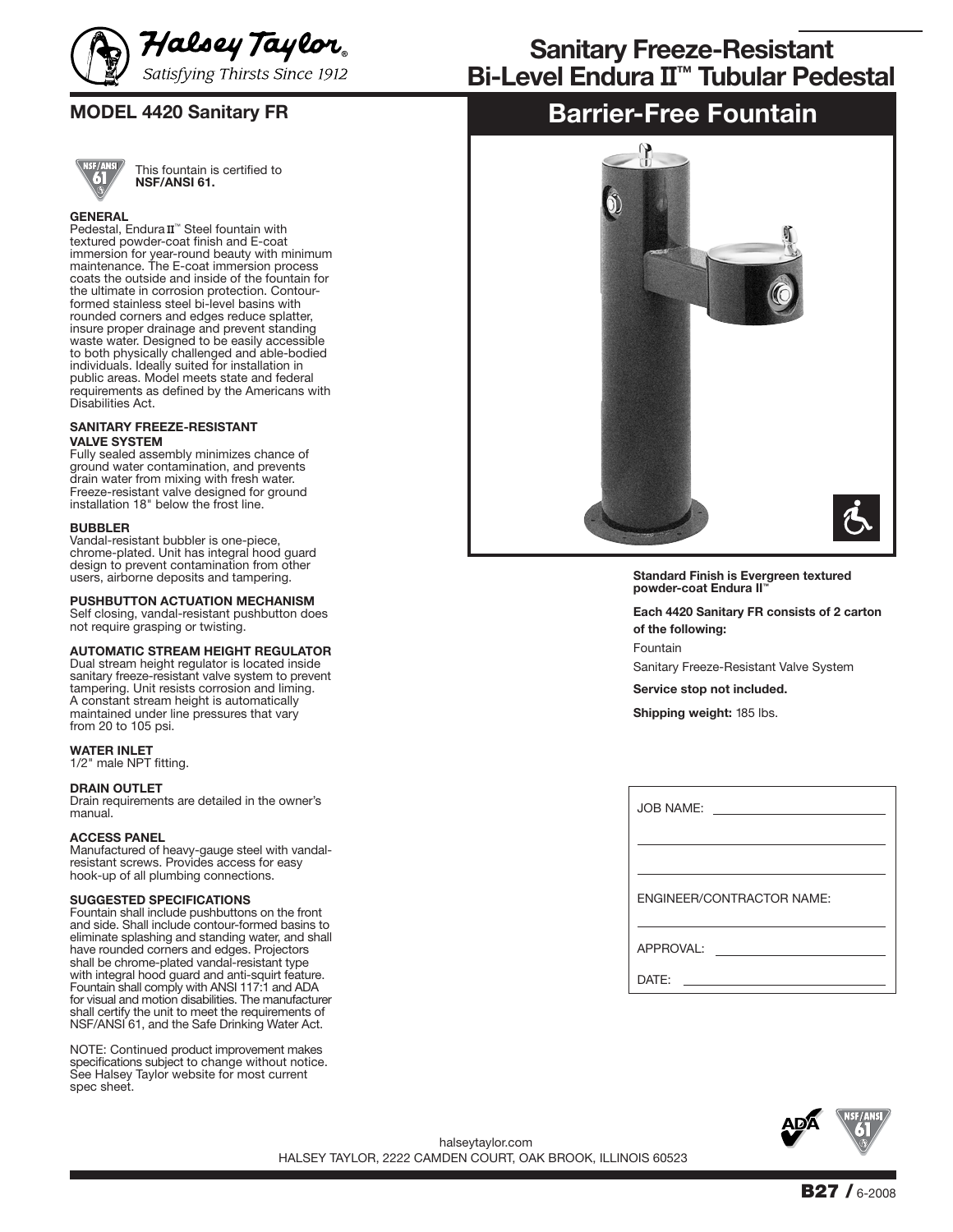Halsey Taylor®
Satisfying Thirsts Since 1912

# Sanitary Freeze-Resistant Bi-Level Endura II™ Tubular Pedestal

## Barrier-Free Fountain

## MODEL 4420 Sanitary FR

This fountain is certified to **NSF/ANSI 61.**

**GENERAL**
Pedestal, Endura II™ Steel fountain with textured powder-coat finish and E-coat immersion for year-round beauty with minimum maintenance. The E-coat immersion process coats the outside and inside of the fountain for the ultimate in corrosion protection. Contour-formed stainless steel bi-level basins with rounded corners and edges reduce splatter, insure proper drainage and prevent standing waste water. Designed to be easily accessible to both physically challenged and able-bodied individuals. Ideally suited for installation in public areas. Model meets state and federal requirements as defined by the Americans with Disabilities Act.

**SANITARY FREEZE-RESISTANT VALVE SYSTEM**
Fully sealed assembly minimizes chance of ground water contamination, and prevents drain water from mixing with fresh water. Freeze-resistant valve designed for ground installation 18" below the frost line.

**BUBBLER**
Vandal-resistant bubbler is one-piece, chrome-plated. Unit has integral hood guard design to prevent contamination from other users, airborne deposits and tampering.

**PUSHBUTTON ACTUATION MECHANISM**
Self closing, vandal-resistant pushbutton does not require grasping or twisting.

**AUTOMATIC STREAM HEIGHT REGULATOR**
Dual stream height regulator is located inside sanitary freeze-resistant valve system to prevent tampering. Unit resists corrosion and liming. A constant stream height is automatically maintained under line pressures that vary from 20 to 105 psi.

**WATER INLET**
1/2" male NPT fitting.

**DRAIN OUTLET**
Drain requirements are detailed in the owner's manual.

**ACCESS PANEL**
Manufactured of heavy-gauge steel with vandal-resistant screws. Provides access for easy hook-up of all plumbing connections.

**SUGGESTED SPECIFICATIONS**
Fountain shall include pushbuttons on the front and side. Shall include contour-formed basins to eliminate splashing and standing water, and shall have rounded corners and edges. Projectors shall be chrome-plated vandal-resistant type with integral hood guard and anti-squirt feature. Fountain shall comply with ANSI 117:1 and ADA for visual and motion disabilities. The manufacturer shall certify the unit to meet the requirements of NSF/ANSI 61, and the Safe Drinking Water Act.

NOTE: Continued product improvement makes specifications subject to change without notice. See Halsey Taylor website for most current spec sheet.

**Standard Finish is Evergreen textured powder-coat Endura II™**

**Each 4420 Sanitary FR consists of 2 carton of the following:**

Fountain

Sanitary Freeze-Resistant Valve System

**Service stop not included.**

**Shipping weight:** 185 lbs.

JOB NAME: ______________________

______________________

______________________

ENGINEER/CONTRACTOR NAME:

______________________

APPROVAL: ______________________

DATE: ______________________

halseytaylor.com
HALSEY TAYLOR, 2222 CAMDEN COURT, OAK BROOK, ILLINOIS 60523

B27 / 6-2008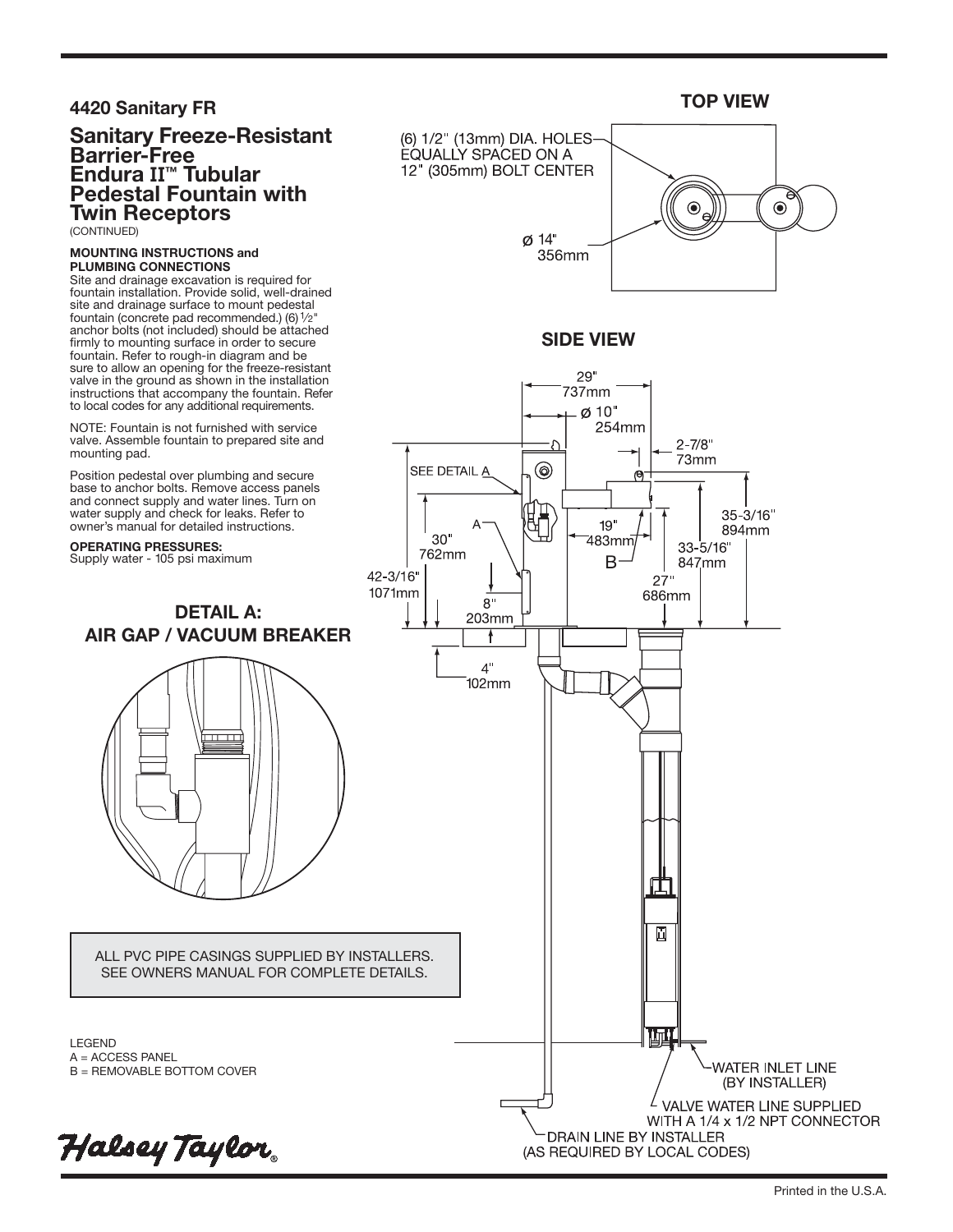## 4420 Sanitary FR

# Sanitary Freeze-Resistant Barrier-Free Endura II™ Tubular Pedestal Fountain with Twin Receptors

(CONTINUED)

**MOUNTING INSTRUCTIONS and PLUMBING CONNECTIONS**

Site and drainage excavation is required for fountain installation. Provide solid, well-drained site and drainage surface to mount pedestal fountain (concrete pad recommended.) (6) 1/2" anchor bolts (not included) should be attached firmly to mounting surface in order to secure fountain. Refer to rough-in diagram and be sure to allow an opening for the freeze-resistant valve in the ground as shown in the installation instructions that accompany the fountain. Refer to local codes for any additional requirements.

NOTE: Fountain is not furnished with service valve. Assemble fountain to prepared site and mounting pad.

Position pedestal over plumbing and secure base to anchor bolts. Remove access panels and connect supply and water lines. Turn on water supply and check for leaks. Refer to owner's manual for detailed instructions.

**OPERATING PRESSURES:**
Supply water - 105 psi maximum

## TOP VIEW

(6) 1/2" (13mm) DIA. HOLES EQUALLY SPACED ON A 12" (305mm) BOLT CENTER

ø 14"
356mm

## SIDE VIEW

29"
737mm

ø 10"
254mm

2-7/8"
73mm

SEE DETAIL A

A

19"
483mm

B

30"
762mm

35-3/16"
894mm

33-5/16"
847mm

42-3/16"
1071mm

27"
686mm

8"
203mm

4"
102mm

WATER INLET LINE (BY INSTALLER)

VALVE WATER LINE SUPPLIED WITH A 1/4 x 1/2 NPT CONNECTOR

DRAIN LINE BY INSTALLER (AS REQUIRED BY LOCAL CODES)

## DETAIL A: AIR GAP / VACUUM BREAKER

ALL PVC PIPE CASINGS SUPPLIED BY INSTALLERS.
SEE OWNERS MANUAL FOR COMPLETE DETAILS.

LEGEND
A = ACCESS PANEL
B = REMOVABLE BOTTOM COVER

Halsey Taylor®

Printed in the U.S.A.